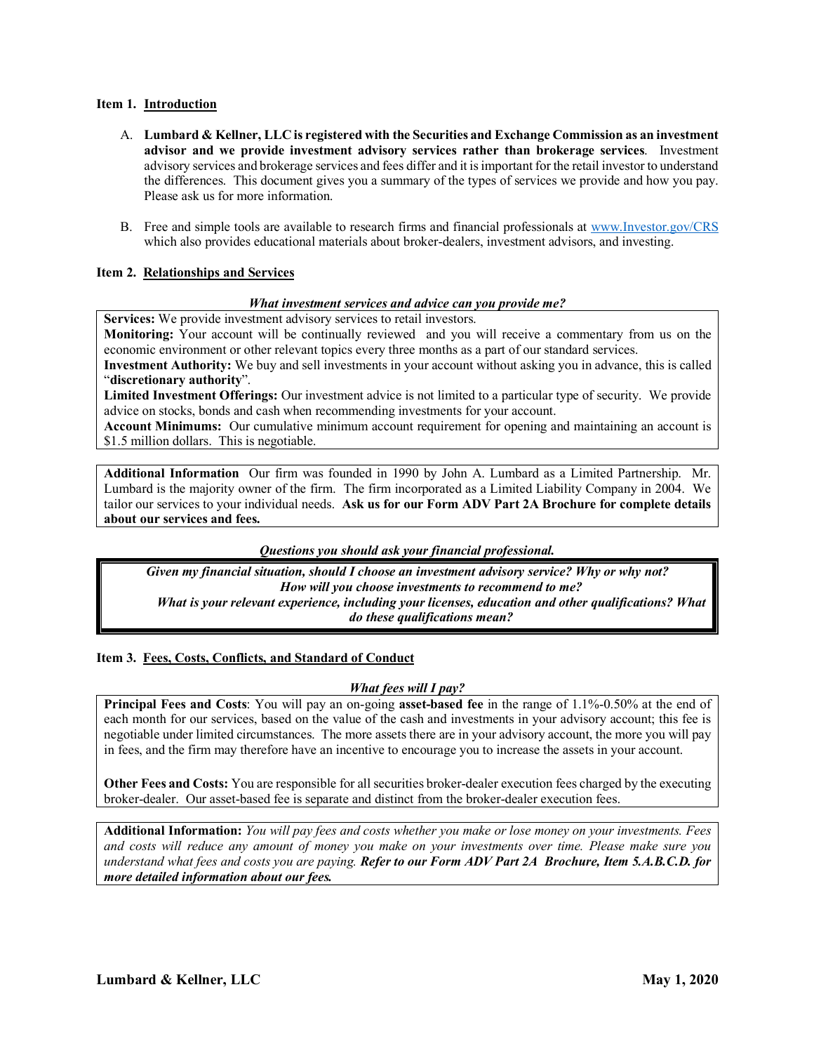## Item 1. Introduction

A. **Lumbard & Kellner, LLC is registered with the Securities and Exchange Commission as an investment advisor and we provide investment advisory services rather than brokerage services**. Investment advisory services and brokerage services and fees differ and it is important for the retail investor to understand the differences. This document gives you a summary of the types of services we provide and how you pay. Please ask us for more information.

B. Free and simple tools are available to research firms and financial professionals at www.Investor.gov/CRS which also provides educational materials about broker-dealers, investment advisors, and investing.

## Item 2. Relationships and Services

***What investment services and advice can you provide me?***

**Services:** We provide investment advisory services to retail investors.
**Monitoring:** Your account will be continually reviewed and you will receive a commentary from us on the economic environment or other relevant topics every three months as a part of our standard services.
**Investment Authority:** We buy and sell investments in your account without asking you in advance, this is called "**discretionary authority**".
**Limited Investment Offerings:** Our investment advice is not limited to a particular type of security. We provide advice on stocks, bonds and cash when recommending investments for your account.
**Account Minimums:** Our cumulative minimum account requirement for opening and maintaining an account is $1.5 million dollars. This is negotiable.

**Additional Information** Our firm was founded in 1990 by John A. Lumbard as a Limited Partnership. Mr. Lumbard is the majority owner of the firm. The firm incorporated as a Limited Liability Company in 2004. We tailor our services to your individual needs. **Ask us for our Form ADV Part 2A Brochure for complete details about our services and fees.**

***Questions you should ask your financial professional.***

***Given my financial situation, should I choose an investment advisory service? Why or why not?***
***How will you choose investments to recommend to me?***
***What is your relevant experience, including your licenses, education and other qualifications? What do these qualifications mean?***

## Item 3. Fees, Costs, Conflicts, and Standard of Conduct

***What fees will I pay?***

**Principal Fees and Costs**: You will pay an on-going **asset-based fee** in the range of 1.1%-0.50% at the end of each month for our services, based on the value of the cash and investments in your advisory account; this fee is negotiable under limited circumstances. The more assets there are in your advisory account, the more you will pay in fees, and the firm may therefore have an incentive to encourage you to increase the assets in your account.

**Other Fees and Costs:** You are responsible for all securities broker-dealer execution fees charged by the executing broker-dealer. Our asset-based fee is separate and distinct from the broker-dealer execution fees.

**Additional Information:** *You will pay fees and costs whether you make or lose money on your investments. Fees and costs will reduce any amount of money you make on your investments over time. Please make sure you understand what fees and costs you are paying.* ***Refer to our Form ADV Part 2A Brochure, Item 5.A.B.C.D. for more detailed information about our fees.***

**Lumbard & Kellner, LLC** **May 1, 2020**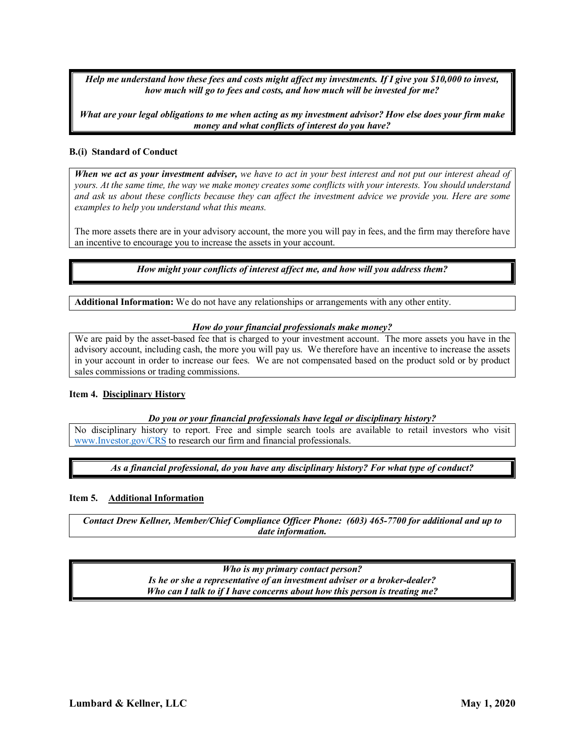***Help me understand how these fees and costs might affect my investments. If I give you $10,000 to invest, how much will go to fees and costs, and how much will be invested for me?***

***What are your legal obligations to me when acting as my investment advisor? How else does your firm make money and what conflicts of interest do you have?***

**B.(i) Standard of Conduct**

***When we act as your investment adviser,*** *we have to act in your best interest and not put our interest ahead of yours. At the same time, the way we make money creates some conflicts with your interests. You should understand and ask us about these conflicts because they can affect the investment advice we provide you. Here are some examples to help you understand what this means.*

The more assets there are in your advisory account, the more you will pay in fees, and the firm may therefore have an incentive to encourage you to increase the assets in your account.

***How might your conflicts of interest affect me, and how will you address them?***

**Additional Information:** We do not have any relationships or arrangements with any other entity.

***How do your financial professionals make money?***

We are paid by the asset-based fee that is charged to your investment account. The more assets you have in the advisory account, including cash, the more you will pay us. We therefore have an incentive to increase the assets in your account in order to increase our fees. We are not compensated based on the product sold or by product sales commissions or trading commissions.

**Item 4. Disciplinary History**

***Do you or your financial professionals have legal or disciplinary history?***

No disciplinary history to report. Free and simple search tools are available to retail investors who visit www.Investor.gov/CRS to research our firm and financial professionals.

***As a financial professional, do you have any disciplinary history? For what type of conduct?***

**Item 5. Additional Information**

***Contact Drew Kellner, Member/Chief Compliance Officer Phone: (603) 465-7700 for additional and up to date information.***

***Who is my primary contact person?***
***Is he or she a representative of an investment adviser or a broker-dealer?***
***Who can I talk to if I have concerns about how this person is treating me?***

**Lumbard & Kellner, LLC** **May 1, 2020**